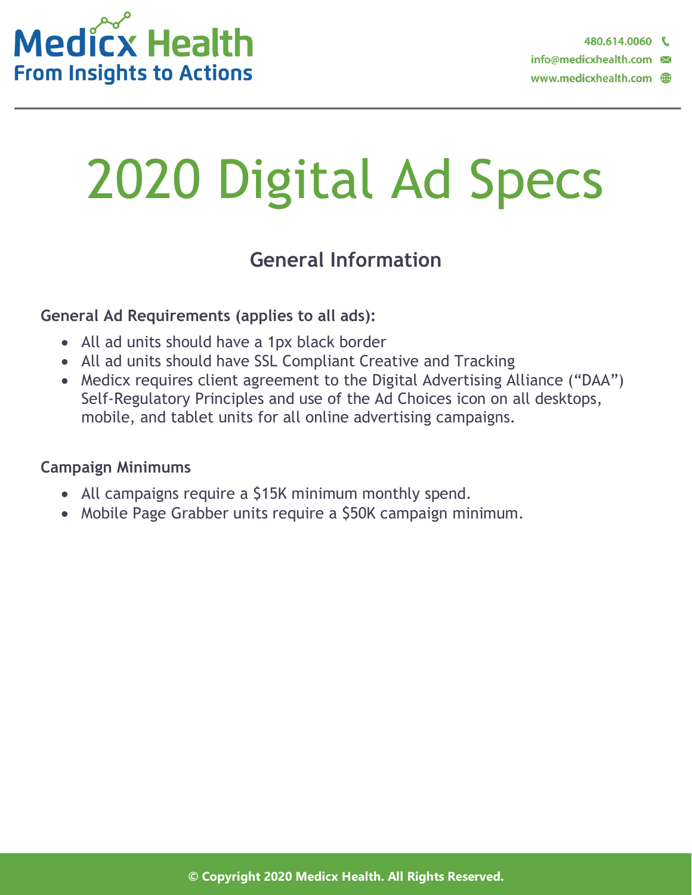Medicx Health
From Insights to Actions

480.614.0060
info@medicxhealth.com
www.medicxhealth.com

# 2020 Digital Ad Specs

## General Information

**General Ad Requirements (applies to all ads):**

- All ad units should have a 1px black border
- All ad units should have SSL Compliant Creative and Tracking
- Medicx requires client agreement to the Digital Advertising Alliance ("DAA") Self-Regulatory Principles and use of the Ad Choices icon on all desktops, mobile, and tablet units for all online advertising campaigns.

**Campaign Minimums**

- All campaigns require a $15K minimum monthly spend.
- Mobile Page Grabber units require a $50K campaign minimum.

© Copyright 2020 Medicx Health. All Rights Reserved.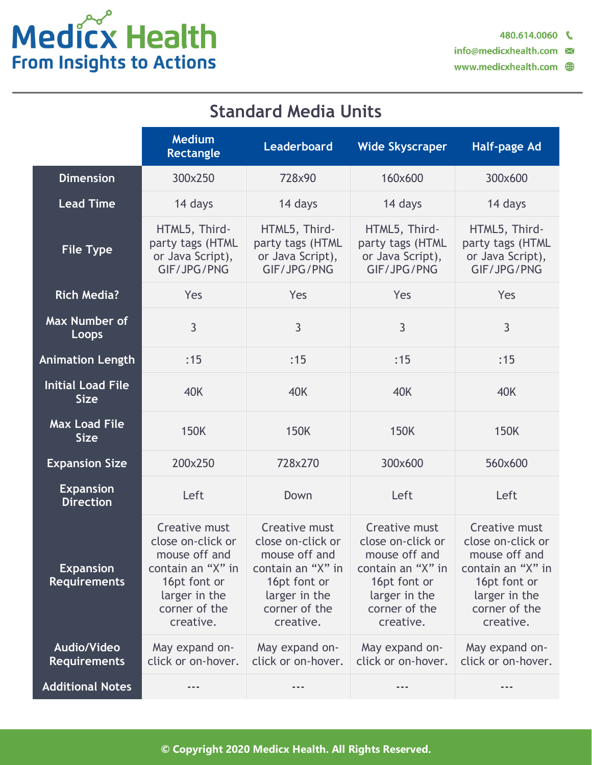# Medicx Health

**From Insights to Actions**

480.614.0060
info@medicxhealth.com
www.medicxhealth.com

## Standard Media Units

| | Medium Rectangle | Leaderboard | Wide Skyscraper | Half-page Ad |
|---|---|---|---|---|
| **Dimension** | 300x250 | 728x90 | 160x600 | 300x600 |
| **Lead Time** | 14 days | 14 days | 14 days | 14 days |
| **File Type** | HTML5, Third-party tags (HTML or Java Script), GIF/JPG/PNG | HTML5, Third-party tags (HTML or Java Script), GIF/JPG/PNG | HTML5, Third-party tags (HTML or Java Script), GIF/JPG/PNG | HTML5, Third-party tags (HTML or Java Script), GIF/JPG/PNG |
| **Rich Media?** | Yes | Yes | Yes | Yes |
| **Max Number of Loops** | 3 | 3 | 3 | 3 |
| **Animation Length** | :15 | :15 | :15 | :15 |
| **Initial Load File Size** | 40K | 40K | 40K | 40K |
| **Max Load File Size** | 150K | 150K | 150K | 150K |
| **Expansion Size** | 200x250 | 728x270 | 300x600 | 560x600 |
| **Expansion Direction** | Left | Down | Left | Left |
| **Expansion Requirements** | Creative must close on-click or mouse off and contain an "X" in 16pt font or larger in the corner of the creative. | Creative must close on-click or mouse off and contain an "X" in 16pt font or larger in the corner of the creative. | Creative must close on-click or mouse off and contain an "X" in 16pt font or larger in the corner of the creative. | Creative must close on-click or mouse off and contain an "X" in 16pt font or larger in the corner of the creative. |
| **Audio/Video Requirements** | May expand on-click or on-hover. | May expand on-click or on-hover. | May expand on-click or on-hover. | May expand on-click or on-hover. |
| **Additional Notes** | --- | --- | --- | --- |

© Copyright 2020 Medicx Health. All Rights Reserved.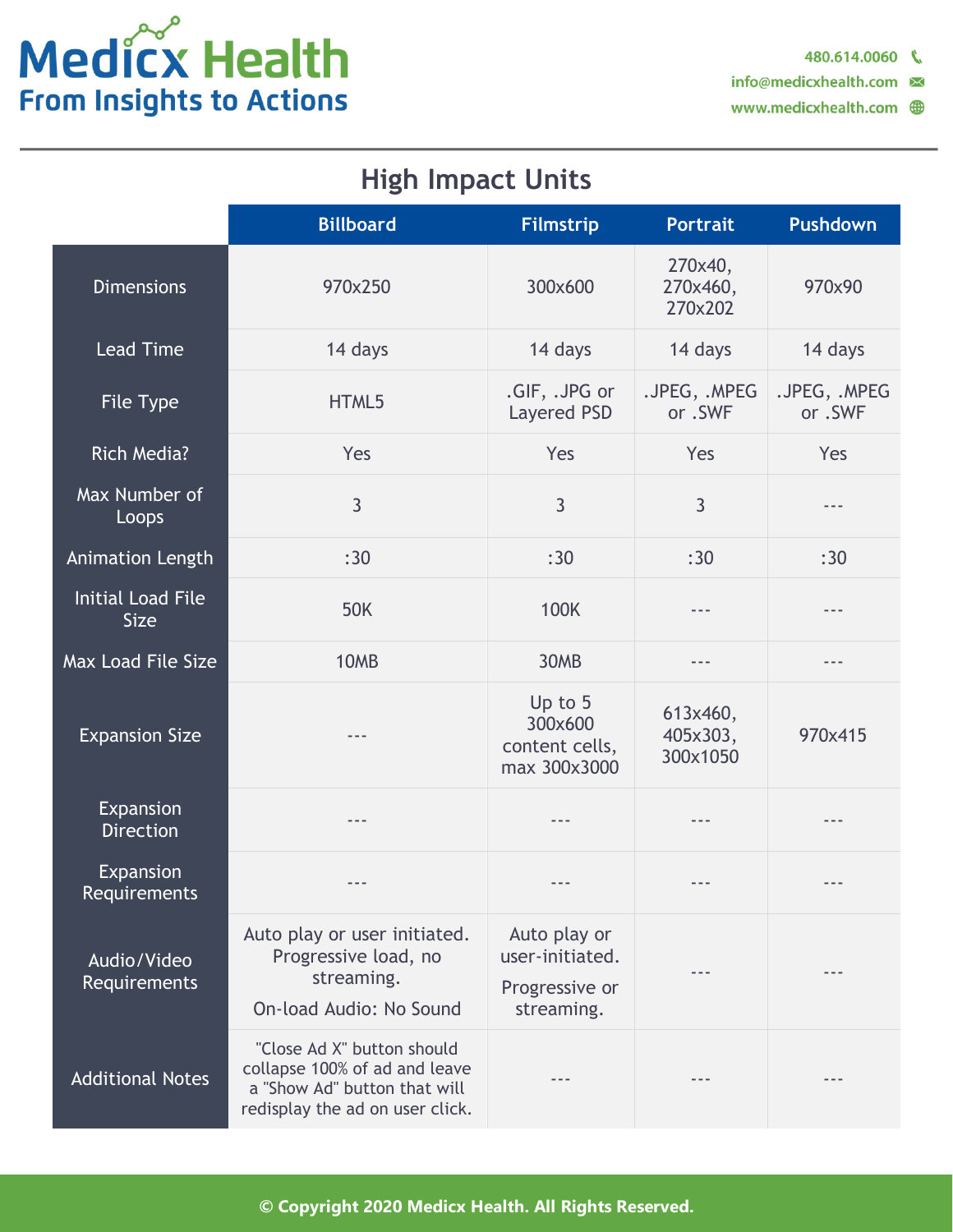# Medicx Health

**From Insights to Actions**

480.614.0060
info@medicxhealth.com
www.medicxhealth.com

## High Impact Units

| | Billboard | Filmstrip | Portrait | Pushdown |
|---|---|---|---|---|
| Dimensions | 970x250 | 300x600 | 270x40, 270x460, 270x202 | 970x90 |
| Lead Time | 14 days | 14 days | 14 days | 14 days |
| File Type | HTML5 | .GIF, .JPG or Layered PSD | .JPEG, .MPEG or .SWF | .JPEG, .MPEG or .SWF |
| Rich Media? | Yes | Yes | Yes | Yes |
| Max Number of Loops | 3 | 3 | 3 | --- |
| Animation Length | :30 | :30 | :30 | :30 |
| Initial Load File Size | 50K | 100K | --- | --- |
| Max Load File Size | 10MB | 30MB | --- | --- |
| Expansion Size | --- | Up to 5 300x600 content cells, max 300x3000 | 613x460, 405x303, 300x1050 | 970x415 |
| Expansion Direction | --- | --- | --- | --- |
| Expansion Requirements | --- | --- | --- | --- |
| Audio/Video Requirements | Auto play or user initiated. Progressive load, no streaming. On-load Audio: No Sound | Auto play or user-initiated. Progressive or streaming. | --- | --- |
| Additional Notes | "Close Ad X" button should collapse 100% of ad and leave a "Show Ad" button that will redisplay the ad on user click. | --- | --- | --- |

© Copyright 2020 Medicx Health. All Rights Reserved.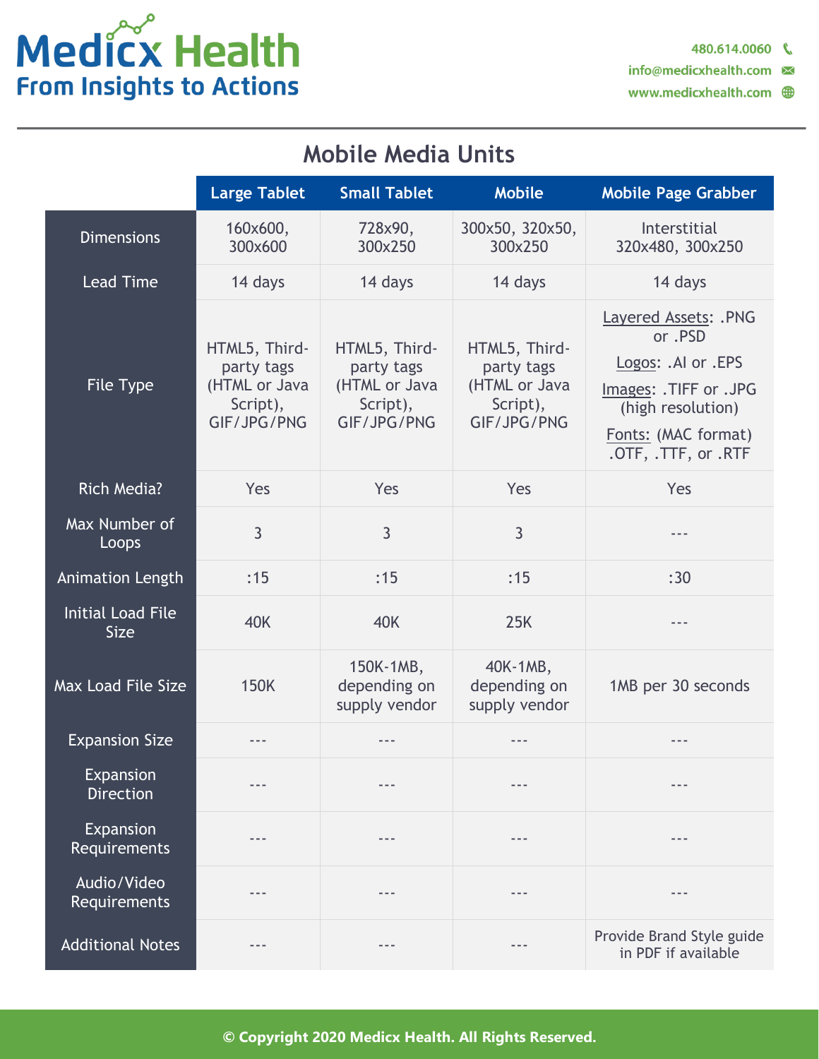Medicx Health
From Insights to Actions

480.614.0060
info@medicxhealth.com
www.medicxhealth.com

## Mobile Media Units

| | Large Tablet | Small Tablet | Mobile | Mobile Page Grabber |
|---|---|---|---|---|
| Dimensions | 160x600, 300x600 | 728x90, 300x250 | 300x50, 320x50, 300x250 | Interstitial 320x480, 300x250 |
| Lead Time | 14 days | 14 days | 14 days | 14 days |
| File Type | HTML5, Third-party tags (HTML or Java Script), GIF/JPG/PNG | HTML5, Third-party tags (HTML or Java Script), GIF/JPG/PNG | HTML5, Third-party tags (HTML or Java Script), GIF/JPG/PNG | Layered Assets: .PNG or .PSD<br>Logos: .AI or .EPS<br>Images: .TIFF or .JPG (high resolution)<br>Fonts: (MAC format) .OTF, .TTF, or .RTF |
| Rich Media? | Yes | Yes | Yes | Yes |
| Max Number of Loops | 3 | 3 | 3 | --- |
| Animation Length | :15 | :15 | :15 | :30 |
| Initial Load File Size | 40K | 40K | 25K | --- |
| Max Load File Size | 150K | 150K-1MB, depending on supply vendor | 40K-1MB, depending on supply vendor | 1MB per 30 seconds |
| Expansion Size | --- | --- | --- | --- |
| Expansion Direction | --- | --- | --- | --- |
| Expansion Requirements | --- | --- | --- | --- |
| Audio/Video Requirements | --- | --- | --- | --- |
| Additional Notes | --- | --- | --- | Provide Brand Style guide in PDF if available |

© Copyright 2020 Medicx Health. All Rights Reserved.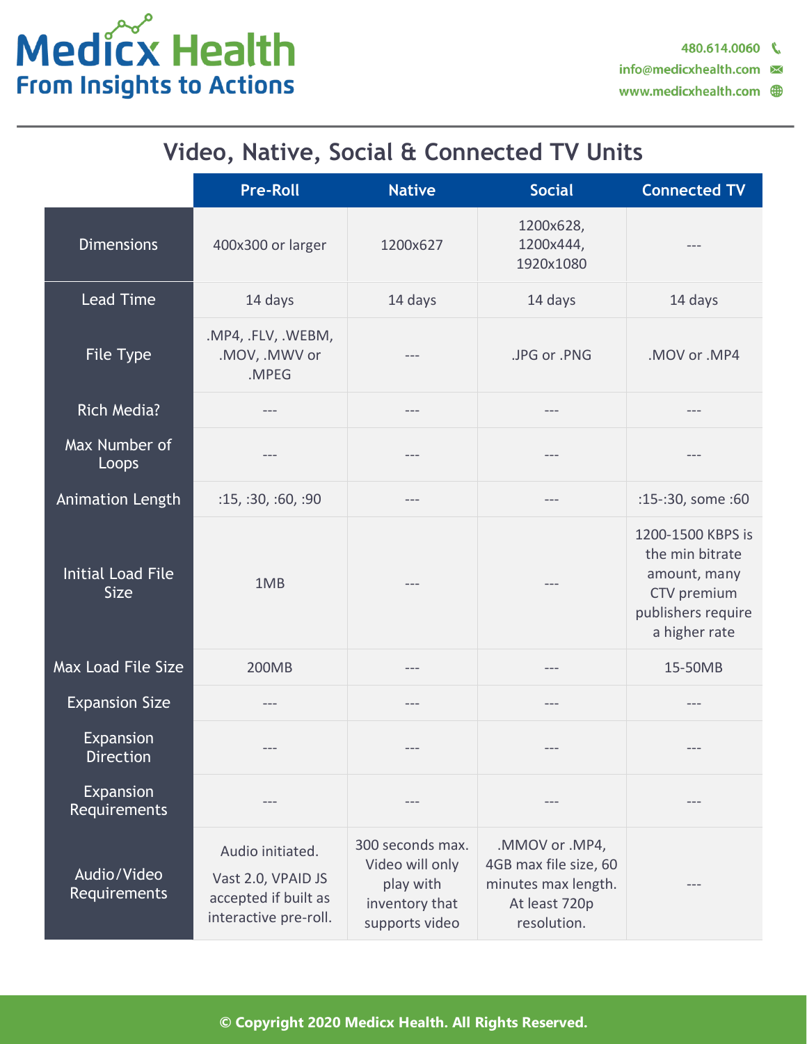# Medicx Health

**From Insights to Actions**

480.614.0060
info@medicxhealth.com
www.medicxhealth.com

## Video, Native, Social & Connected TV Units

| | Pre-Roll | Native | Social | Connected TV |
|---|---|---|---|---|
| Dimensions | 400x300 or larger | 1200x627 | 1200x628, 1200x444, 1920x1080 | --- |
| Lead Time | 14 days | 14 days | 14 days | 14 days |
| File Type | .MP4, .FLV, .WEBM, .MOV, .MWV or .MPEG | --- | .JPG or .PNG | .MOV or .MP4 |
| Rich Media? | --- | --- | --- | --- |
| Max Number of Loops | --- | --- | --- | --- |
| Animation Length | :15, :30, :60, :90 | --- | --- | :15-:30, some :60 |
| Initial Load File Size | 1MB | --- | --- | 1200-1500 KBPS is the min bitrate amount, many CTV premium publishers require a higher rate |
| Max Load File Size | 200MB | --- | --- | 15-50MB |
| Expansion Size | --- | --- | --- | --- |
| Expansion Direction | --- | --- | --- | --- |
| Expansion Requirements | --- | --- | --- | --- |
| Audio/Video Requirements | Audio initiated. Vast 2.0, VPAID JS accepted if built as interactive pre-roll. | 300 seconds max. Video will only play with inventory that supports video | .MMOV or .MP4, 4GB max file size, 60 minutes max length. At least 720p resolution. | --- |

© Copyright 2020 Medicx Health. All Rights Reserved.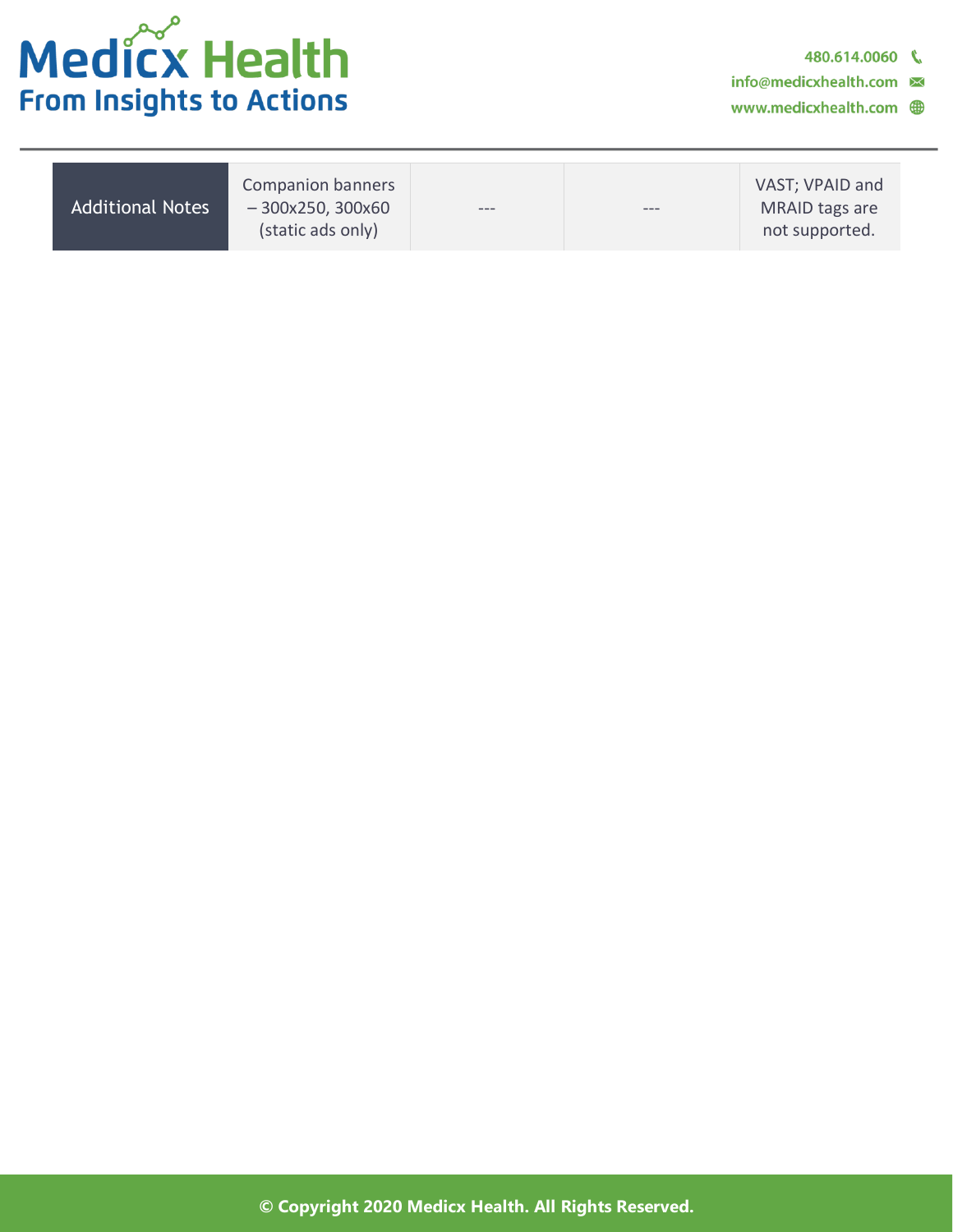| | | | | |
|---|---|---|---|---|
| Additional Notes | Companion banners – 300x250, 300x60 (static ads only) | --- | --- | VAST; VPAID and MRAID tags are not supported. |